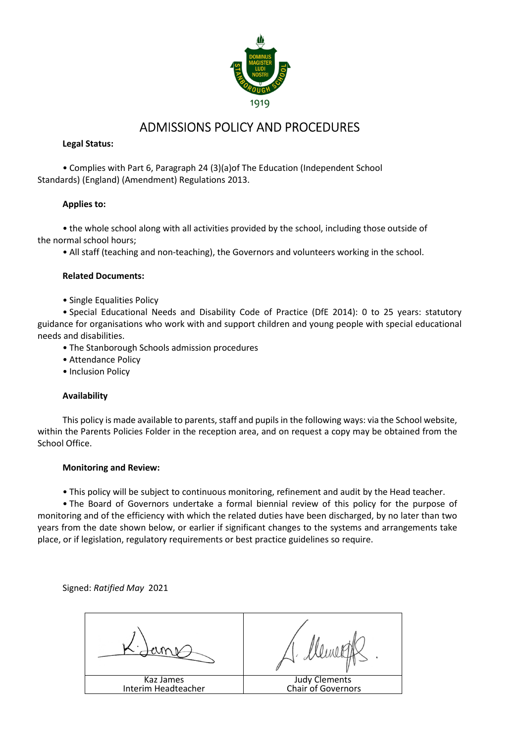# ADMISSIONS POLICY AND PROCEDURES

**Legal Status:**

- Complies with Part 6, Paragraph 24 (3)(a)of The Education (Independent School Standards) (England) (Amendment) Regulations 2013.

**Applies to:**

- the whole school along with all activities provided by the school, including those outside of the normal school hours;
- All staff (teaching and non-teaching), the Governors and volunteers working in the school.

**Related Documents:**

- Single Equalities Policy
- Special Educational Needs and Disability Code of Practice (DfE 2014): 0 to 25 years: statutory guidance for organisations who work with and support children and young people with special educational needs and disabilities.
- The Stanborough Schools admission procedures
- Attendance Policy
- Inclusion Policy

**Availability**

This policy is made available to parents, staff and pupils in the following ways: via the School website, within the Parents Policies Folder in the reception area, and on request a copy may be obtained from the School Office.

**Monitoring and Review:**

- This policy will be subject to continuous monitoring, refinement and audit by the Head teacher.
- The Board of Governors undertake a formal biennial review of this policy for the purpose of monitoring and of the efficiency with which the related duties have been discharged, by no later than two years from the date shown below, or earlier if significant changes to the systems and arrangements take place, or if legislation, regulatory requirements or best practice guidelines so require.

Signed: *Ratified May* 2021

| | |
|---|---|
| Kaz James<br>Interim Headteacher | Judy Clements<br>Chair of Governors |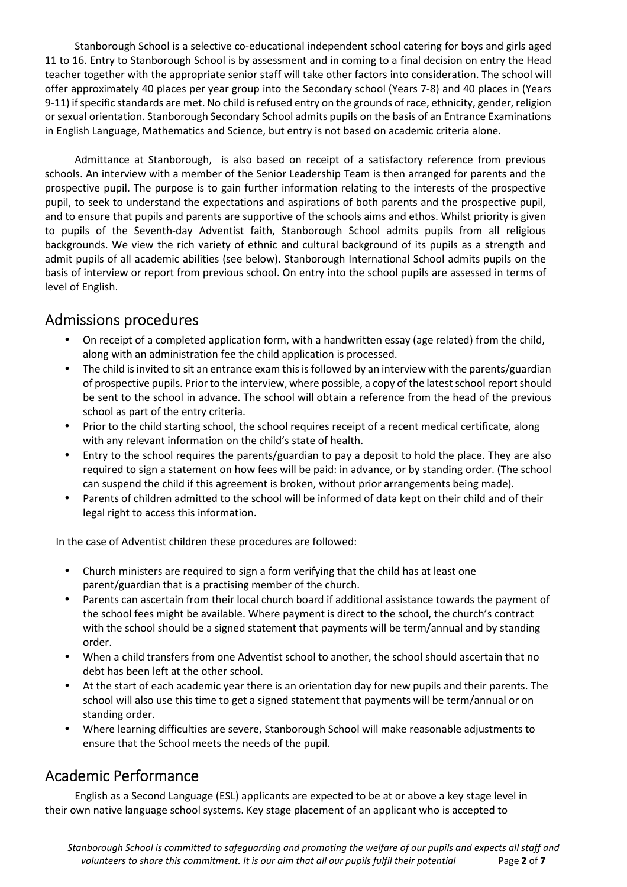Stanborough School is a selective co-educational independent school catering for boys and girls aged 11 to 16. Entry to Stanborough School is by assessment and in coming to a final decision on entry the Head teacher together with the appropriate senior staff will take other factors into consideration. The school will offer approximately 40 places per year group into the Secondary school (Years 7-8) and 40 places in (Years 9-11) if specific standards are met. No child is refused entry on the grounds of race, ethnicity, gender, religion or sexual orientation. Stanborough Secondary School admits pupils on the basis of an Entrance Examinations in English Language, Mathematics and Science, but entry is not based on academic criteria alone.

Admittance at Stanborough, is also based on receipt of a satisfactory reference from previous schools. An interview with a member of the Senior Leadership Team is then arranged for parents and the prospective pupil. The purpose is to gain further information relating to the interests of the prospective pupil, to seek to understand the expectations and aspirations of both parents and the prospective pupil, and to ensure that pupils and parents are supportive of the schools aims and ethos. Whilst priority is given to pupils of the Seventh-day Adventist faith, Stanborough School admits pupils from all religious backgrounds. We view the rich variety of ethnic and cultural background of its pupils as a strength and admit pupils of all academic abilities (see below). Stanborough International School admits pupils on the basis of interview or report from previous school. On entry into the school pupils are assessed in terms of level of English.

## Admissions procedures

- On receipt of a completed application form, with a handwritten essay (age related) from the child, along with an administration fee the child application is processed.
- The child is invited to sit an entrance exam this is followed by an interview with the parents/guardian of prospective pupils. Prior to the interview, where possible, a copy of the latest school report should be sent to the school in advance. The school will obtain a reference from the head of the previous school as part of the entry criteria.
- Prior to the child starting school, the school requires receipt of a recent medical certificate, along with any relevant information on the child's state of health.
- Entry to the school requires the parents/guardian to pay a deposit to hold the place. They are also required to sign a statement on how fees will be paid: in advance, or by standing order. (The school can suspend the child if this agreement is broken, without prior arrangements being made).
- Parents of children admitted to the school will be informed of data kept on their child and of their legal right to access this information.

In the case of Adventist children these procedures are followed:

- Church ministers are required to sign a form verifying that the child has at least one parent/guardian that is a practising member of the church.
- Parents can ascertain from their local church board if additional assistance towards the payment of the school fees might be available. Where payment is direct to the school, the church's contract with the school should be a signed statement that payments will be term/annual and by standing order.
- When a child transfers from one Adventist school to another, the school should ascertain that no debt has been left at the other school.
- At the start of each academic year there is an orientation day for new pupils and their parents. The school will also use this time to get a signed statement that payments will be term/annual or on standing order.
- Where learning difficulties are severe, Stanborough School will make reasonable adjustments to ensure that the School meets the needs of the pupil.

## Academic Performance

English as a Second Language (ESL) applicants are expected to be at or above a key stage level in their own native language school systems. Key stage placement of an applicant who is accepted to

*Stanborough School is committed to safeguarding and promoting the welfare of our pupils and expects all staff and volunteers to share this commitment. It is our aim that all our pupils fulfil their potential*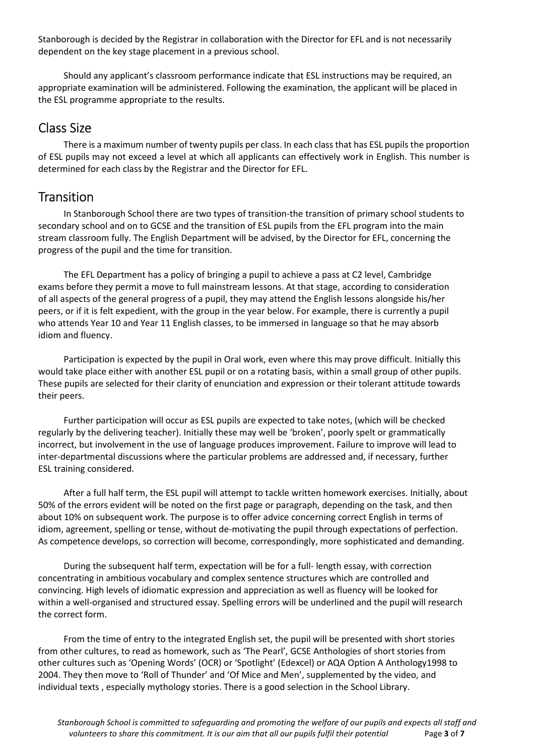Stanborough is decided by the Registrar in collaboration with the Director for EFL and is not necessarily dependent on the key stage placement in a previous school.

Should any applicant's classroom performance indicate that ESL instructions may be required, an appropriate examination will be administered. Following the examination, the applicant will be placed in the ESL programme appropriate to the results.

## Class Size

There is a maximum number of twenty pupils per class. In each class that has ESL pupils the proportion of ESL pupils may not exceed a level at which all applicants can effectively work in English. This number is determined for each class by the Registrar and the Director for EFL.

## Transition

In Stanborough School there are two types of transition-the transition of primary school students to secondary school and on to GCSE and the transition of ESL pupils from the EFL program into the main stream classroom fully. The English Department will be advised, by the Director for EFL, concerning the progress of the pupil and the time for transition.

The EFL Department has a policy of bringing a pupil to achieve a pass at C2 level, Cambridge exams before they permit a move to full mainstream lessons. At that stage, according to consideration of all aspects of the general progress of a pupil, they may attend the English lessons alongside his/her peers, or if it is felt expedient, with the group in the year below. For example, there is currently a pupil who attends Year 10 and Year 11 English classes, to be immersed in language so that he may absorb idiom and fluency.

Participation is expected by the pupil in Oral work, even where this may prove difficult. Initially this would take place either with another ESL pupil or on a rotating basis, within a small group of other pupils. These pupils are selected for their clarity of enunciation and expression or their tolerant attitude towards their peers.

Further participation will occur as ESL pupils are expected to take notes, (which will be checked regularly by the delivering teacher). Initially these may well be 'broken', poorly spelt or grammatically incorrect, but involvement in the use of language produces improvement. Failure to improve will lead to inter-departmental discussions where the particular problems are addressed and, if necessary, further ESL training considered.

After a full half term, the ESL pupil will attempt to tackle written homework exercises. Initially, about 50% of the errors evident will be noted on the first page or paragraph, depending on the task, and then about 10% on subsequent work. The purpose is to offer advice concerning correct English in terms of idiom, agreement, spelling or tense, without de-motivating the pupil through expectations of perfection. As competence develops, so correction will become, correspondingly, more sophisticated and demanding.

During the subsequent half term, expectation will be for a full- length essay, with correction concentrating in ambitious vocabulary and complex sentence structures which are controlled and convincing. High levels of idiomatic expression and appreciation as well as fluency will be looked for within a well-organised and structured essay. Spelling errors will be underlined and the pupil will research the correct form.

From the time of entry to the integrated English set, the pupil will be presented with short stories from other cultures, to read as homework, such as 'The Pearl', GCSE Anthologies of short stories from other cultures such as 'Opening Words' (OCR) or 'Spotlight' (Edexcel) or AQA Option A Anthology1998 to 2004. They then move to 'Roll of Thunder' and 'Of Mice and Men', supplemented by the video, and individual texts , especially mythology stories. There is a good selection in the School Library.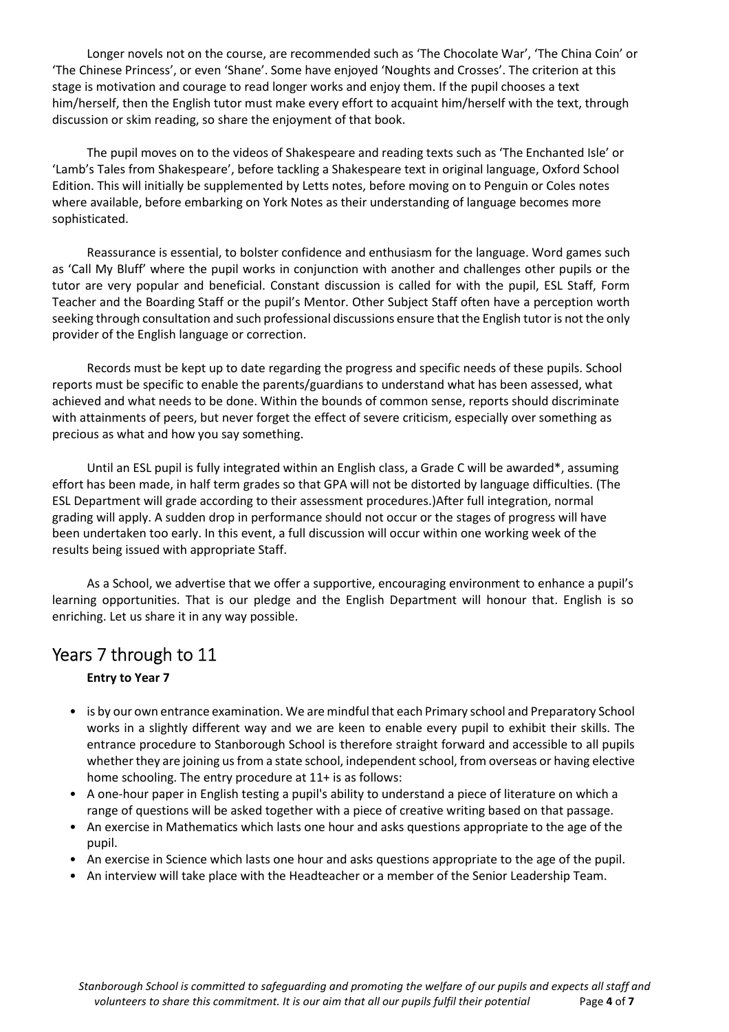Longer novels not on the course, are recommended such as 'The Chocolate War', 'The China Coin' or 'The Chinese Princess', or even 'Shane'. Some have enjoyed 'Noughts and Crosses'. The criterion at this stage is motivation and courage to read longer works and enjoy them. If the pupil chooses a text him/herself, then the English tutor must make every effort to acquaint him/herself with the text, through discussion or skim reading, so share the enjoyment of that book.

The pupil moves on to the videos of Shakespeare and reading texts such as 'The Enchanted Isle' or 'Lamb's Tales from Shakespeare', before tackling a Shakespeare text in original language, Oxford School Edition. This will initially be supplemented by Letts notes, before moving on to Penguin or Coles notes where available, before embarking on York Notes as their understanding of language becomes more sophisticated.

Reassurance is essential, to bolster confidence and enthusiasm for the language. Word games such as 'Call My Bluff' where the pupil works in conjunction with another and challenges other pupils or the tutor are very popular and beneficial. Constant discussion is called for with the pupil, ESL Staff, Form Teacher and the Boarding Staff or the pupil's Mentor. Other Subject Staff often have a perception worth seeking through consultation and such professional discussions ensure that the English tutor is not the only provider of the English language or correction.

Records must be kept up to date regarding the progress and specific needs of these pupils. School reports must be specific to enable the parents/guardians to understand what has been assessed, what achieved and what needs to be done. Within the bounds of common sense, reports should discriminate with attainments of peers, but never forget the effect of severe criticism, especially over something as precious as what and how you say something.

Until an ESL pupil is fully integrated within an English class, a Grade C will be awarded*, assuming effort has been made, in half term grades so that GPA will not be distorted by language difficulties. (The ESL Department will grade according to their assessment procedures.)After full integration, normal grading will apply. A sudden drop in performance should not occur or the stages of progress will have been undertaken too early. In this event, a full discussion will occur within one working week of the results being issued with appropriate Staff.

As a School, we advertise that we offer a supportive, encouraging environment to enhance a pupil's learning opportunities. That is our pledge and the English Department will honour that. English is so enriching. Let us share it in any way possible.

## Years 7 through to 11

**Entry to Year 7**

- is by our own entrance examination. We are mindful that each Primary school and Preparatory School works in a slightly different way and we are keen to enable every pupil to exhibit their skills. The entrance procedure to Stanborough School is therefore straight forward and accessible to all pupils whether they are joining us from a state school, independent school, from overseas or having elective home schooling. The entry procedure at 11+ is as follows:
- A one-hour paper in English testing a pupil's ability to understand a piece of literature on which a range of questions will be asked together with a piece of creative writing based on that passage.
- An exercise in Mathematics which lasts one hour and asks questions appropriate to the age of the pupil.
- An exercise in Science which lasts one hour and asks questions appropriate to the age of the pupil.
- An interview will take place with the Headteacher or a member of the Senior Leadership Team.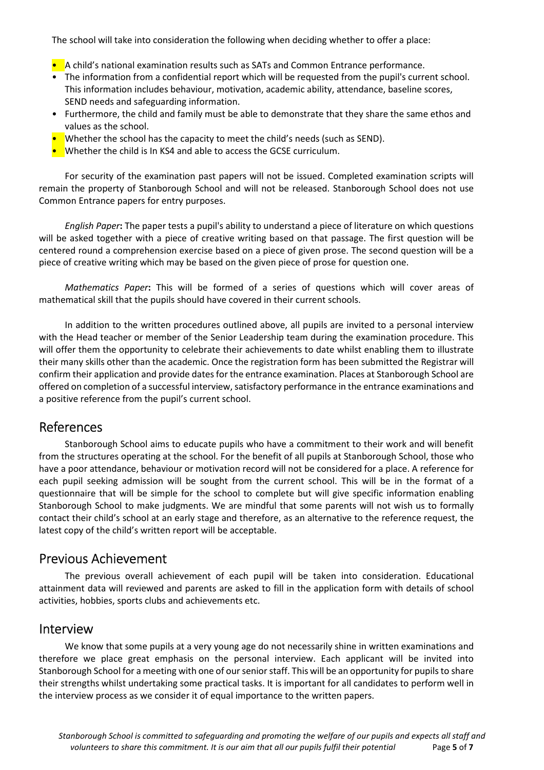The school will take into consideration the following when deciding whether to offer a place:

- A child's national examination results such as SATs and Common Entrance performance.
- The information from a confidential report which will be requested from the pupil's current school. This information includes behaviour, motivation, academic ability, attendance, baseline scores, SEND needs and safeguarding information.
- Furthermore, the child and family must be able to demonstrate that they share the same ethos and values as the school.
- Whether the school has the capacity to meet the child's needs (such as SEND).
- Whether the child is In KS4 and able to access the GCSE curriculum.

For security of the examination past papers will not be issued. Completed examination scripts will remain the property of Stanborough School and will not be released. Stanborough School does not use Common Entrance papers for entry purposes.

*English Paper*: The paper tests a pupil's ability to understand a piece of literature on which questions will be asked together with a piece of creative writing based on that passage. The first question will be centered round a comprehension exercise based on a piece of given prose. The second question will be a piece of creative writing which may be based on the given piece of prose for question one.

*Mathematics Paper*: This will be formed of a series of questions which will cover areas of mathematical skill that the pupils should have covered in their current schools.

In addition to the written procedures outlined above, all pupils are invited to a personal interview with the Head teacher or member of the Senior Leadership team during the examination procedure. This will offer them the opportunity to celebrate their achievements to date whilst enabling them to illustrate their many skills other than the academic. Once the registration form has been submitted the Registrar will confirm their application and provide dates for the entrance examination. Places at Stanborough School are offered on completion of a successful interview, satisfactory performance in the entrance examinations and a positive reference from the pupil's current school.

## References

Stanborough School aims to educate pupils who have a commitment to their work and will benefit from the structures operating at the school. For the benefit of all pupils at Stanborough School, those who have a poor attendance, behaviour or motivation record will not be considered for a place. A reference for each pupil seeking admission will be sought from the current school. This will be in the format of a questionnaire that will be simple for the school to complete but will give specific information enabling Stanborough School to make judgments. We are mindful that some parents will not wish us to formally contact their child's school at an early stage and therefore, as an alternative to the reference request, the latest copy of the child's written report will be acceptable.

## Previous Achievement

The previous overall achievement of each pupil will be taken into consideration. Educational attainment data will reviewed and parents are asked to fill in the application form with details of school activities, hobbies, sports clubs and achievements etc.

## Interview

We know that some pupils at a very young age do not necessarily shine in written examinations and therefore we place great emphasis on the personal interview. Each applicant will be invited into Stanborough School for a meeting with one of our senior staff. This will be an opportunity for pupils to share their strengths whilst undertaking some practical tasks. It is important for all candidates to perform well in the interview process as we consider it of equal importance to the written papers.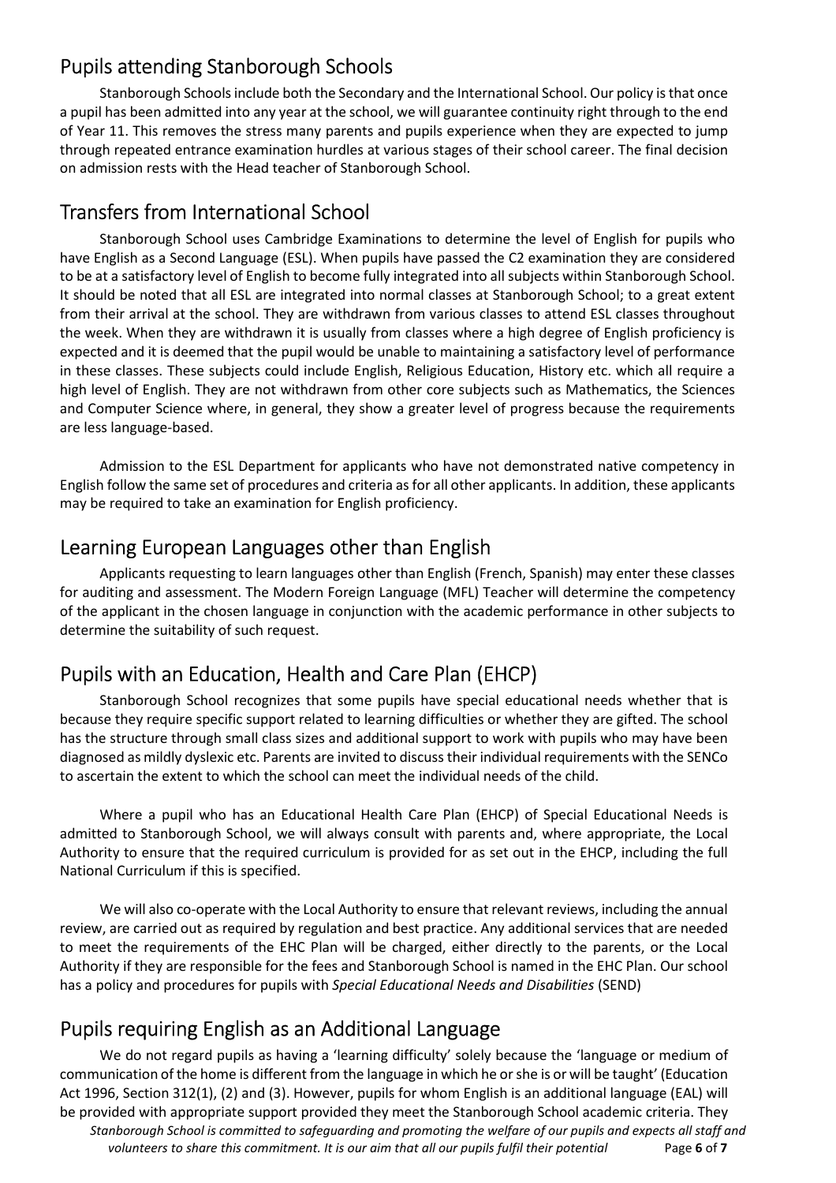## Pupils attending Stanborough Schools

Stanborough Schools include both the Secondary and the International School. Our policy is that once a pupil has been admitted into any year at the school, we will guarantee continuity right through to the end of Year 11. This removes the stress many parents and pupils experience when they are expected to jump through repeated entrance examination hurdles at various stages of their school career. The final decision on admission rests with the Head teacher of Stanborough School.

## Transfers from International School

Stanborough School uses Cambridge Examinations to determine the level of English for pupils who have English as a Second Language (ESL). When pupils have passed the C2 examination they are considered to be at a satisfactory level of English to become fully integrated into all subjects within Stanborough School. It should be noted that all ESL are integrated into normal classes at Stanborough School; to a great extent from their arrival at the school. They are withdrawn from various classes to attend ESL classes throughout the week. When they are withdrawn it is usually from classes where a high degree of English proficiency is expected and it is deemed that the pupil would be unable to maintaining a satisfactory level of performance in these classes. These subjects could include English, Religious Education, History etc. which all require a high level of English. They are not withdrawn from other core subjects such as Mathematics, the Sciences and Computer Science where, in general, they show a greater level of progress because the requirements are less language-based.

Admission to the ESL Department for applicants who have not demonstrated native competency in English follow the same set of procedures and criteria as for all other applicants. In addition, these applicants may be required to take an examination for English proficiency.

## Learning European Languages other than English

Applicants requesting to learn languages other than English (French, Spanish) may enter these classes for auditing and assessment. The Modern Foreign Language (MFL) Teacher will determine the competency of the applicant in the chosen language in conjunction with the academic performance in other subjects to determine the suitability of such request.

## Pupils with an Education, Health and Care Plan (EHCP)

Stanborough School recognizes that some pupils have special educational needs whether that is because they require specific support related to learning difficulties or whether they are gifted. The school has the structure through small class sizes and additional support to work with pupils who may have been diagnosed as mildly dyslexic etc. Parents are invited to discuss their individual requirements with the SENCo to ascertain the extent to which the school can meet the individual needs of the child.

Where a pupil who has an Educational Health Care Plan (EHCP) of Special Educational Needs is admitted to Stanborough School, we will always consult with parents and, where appropriate, the Local Authority to ensure that the required curriculum is provided for as set out in the EHCP, including the full National Curriculum if this is specified.

We will also co-operate with the Local Authority to ensure that relevant reviews, including the annual review, are carried out as required by regulation and best practice. Any additional services that are needed to meet the requirements of the EHC Plan will be charged, either directly to the parents, or the Local Authority if they are responsible for the fees and Stanborough School is named in the EHC Plan. Our school has a policy and procedures for pupils with *Special Educational Needs and Disabilities* (SEND)

## Pupils requiring English as an Additional Language

We do not regard pupils as having a 'learning difficulty' solely because the 'language or medium of communication of the home is different from the language in which he or she is or will be taught' (Education Act 1996, Section 312(1), (2) and (3). However, pupils for whom English is an additional language (EAL) will be provided with appropriate support provided they meet the Stanborough School academic criteria. They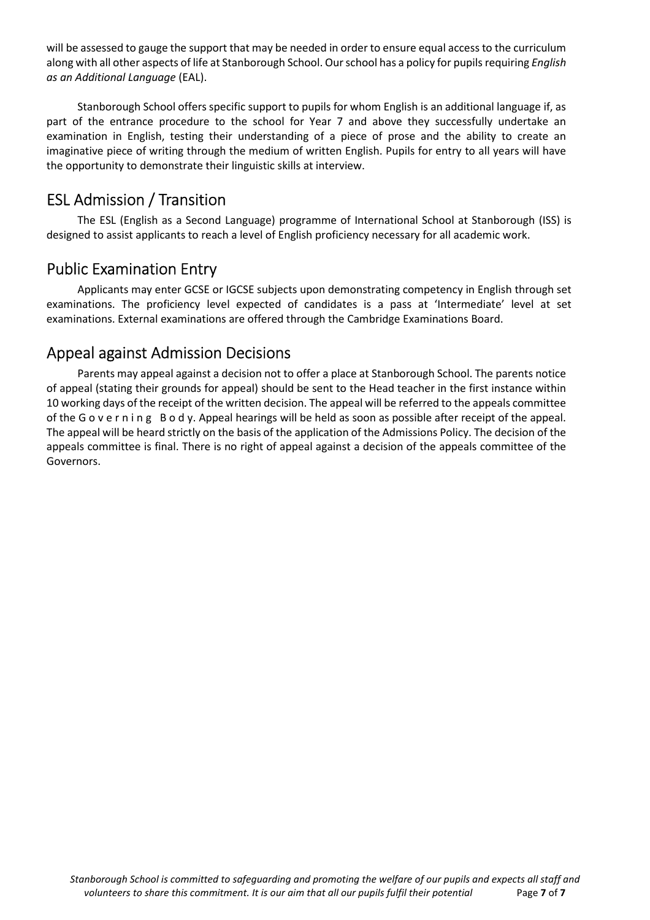will be assessed to gauge the support that may be needed in order to ensure equal access to the curriculum along with all other aspects of life at Stanborough School. Our school has a policy for pupils requiring *English as an Additional Language* (EAL).

Stanborough School offers specific support to pupils for whom English is an additional language if, as part of the entrance procedure to the school for Year 7 and above they successfully undertake an examination in English, testing their understanding of a piece of prose and the ability to create an imaginative piece of writing through the medium of written English. Pupils for entry to all years will have the opportunity to demonstrate their linguistic skills at interview.

## ESL Admission / Transition

The ESL (English as a Second Language) programme of International School at Stanborough (ISS) is designed to assist applicants to reach a level of English proficiency necessary for all academic work.

## Public Examination Entry

Applicants may enter GCSE or IGCSE subjects upon demonstrating competency in English through set examinations. The proficiency level expected of candidates is a pass at 'Intermediate' level at set examinations. External examinations are offered through the Cambridge Examinations Board.

## Appeal against Admission Decisions

Parents may appeal against a decision not to offer a place at Stanborough School. The parents notice of appeal (stating their grounds for appeal) should be sent to the Head teacher in the first instance within 10 working days of the receipt of the written decision. The appeal will be referred to the appeals committee of the Governing Body. Appeal hearings will be held as soon as possible after receipt of the appeal. The appeal will be heard strictly on the basis of the application of the Admissions Policy. The decision of the appeals committee is final. There is no right of appeal against a decision of the appeals committee of the Governors.

*Stanborough School is committed to safeguarding and promoting the welfare of our pupils and expects all staff and volunteers to share this commitment. It is our aim that all our pupils fulfil their potential*